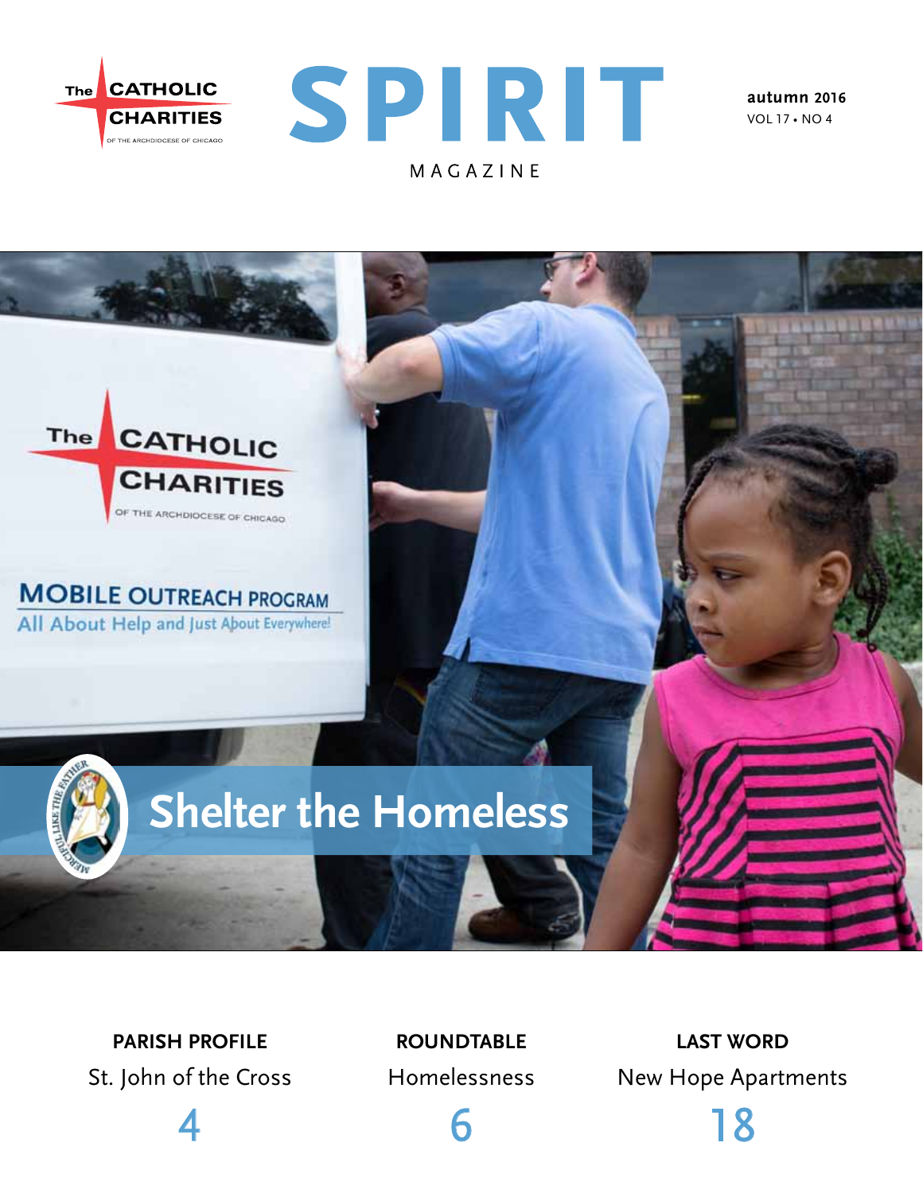The CATHOLIC CHARITIES OF THE ARCHDIOCESE OF CHICAGO

# SPIRIT

MAGAZINE

**autumn 2016**
VOL 17 • NO 4

## Shelter the Homeless

**PARISH PROFILE**
St. John of the Cross
4

**ROUNDTABLE**
Homelessness
6

**LAST WORD**
New Hope Apartments
18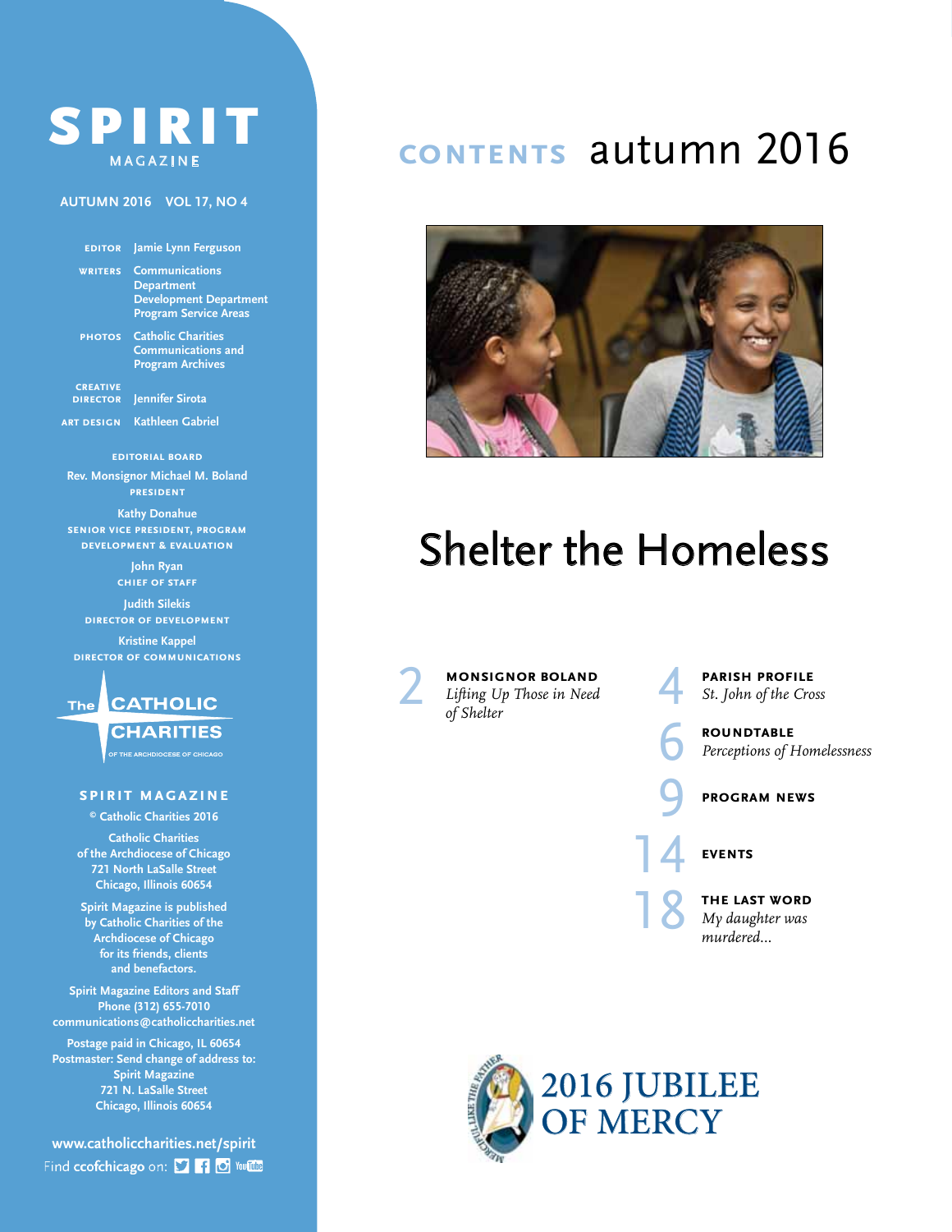# SPIRIT
MAGAZINE

AUTUMN 2016 VOL 17, NO 4

**EDITOR** Jamie Lynn Ferguson

**WRITERS** Communications Department
Development Department
Program Service Areas

**PHOTOS** Catholic Charities Communications and Program Archives

**CREATIVE DIRECTOR** Jennifer Sirota

**ART DESIGN** Kathleen Gabriel

**EDITORIAL BOARD**

Rev. Monsignor Michael M. Boland
PRESIDENT

Kathy Donahue
SENIOR VICE PRESIDENT, PROGRAM DEVELOPMENT & EVALUATION

John Ryan
CHIEF OF STAFF

Judith Silekis
DIRECTOR OF DEVELOPMENT

Kristine Kappel
DIRECTOR OF COMMUNICATIONS

The CATHOLIC CHARITIES
OF THE ARCHDIOCESE OF CHICAGO

**SPIRIT MAGAZINE**

© Catholic Charities 2016

Catholic Charities
of the Archdiocese of Chicago
721 North LaSalle Street
Chicago, Illinois 60654

Spirit Magazine is published by Catholic Charities of the Archdiocese of Chicago for its friends, clients and benefactors.

Spirit Magazine Editors and Staff
Phone (312) 655-7010
communications@catholiccharities.net

Postage paid in Chicago, IL 60654
Postmaster: Send change of address to:
Spirit Magazine
721 N. LaSalle Street
Chicago, Illinois 60654

www.catholiccharities.net/spirit
Find ccofchicago on:

# CONTENTS autumn 2016

## Shelter the Homeless

2 **MONSIGNOR BOLAND**
*Lifting Up Those in Need of Shelter*

4 **PARISH PROFILE**
*St. John of the Cross*

6 **ROUNDTABLE**
*Perceptions of Homelessness*

9 **PROGRAM NEWS**

14 **EVENTS**

18 **THE LAST WORD**
*My daughter was murdered...*

2016 JUBILEE OF MERCY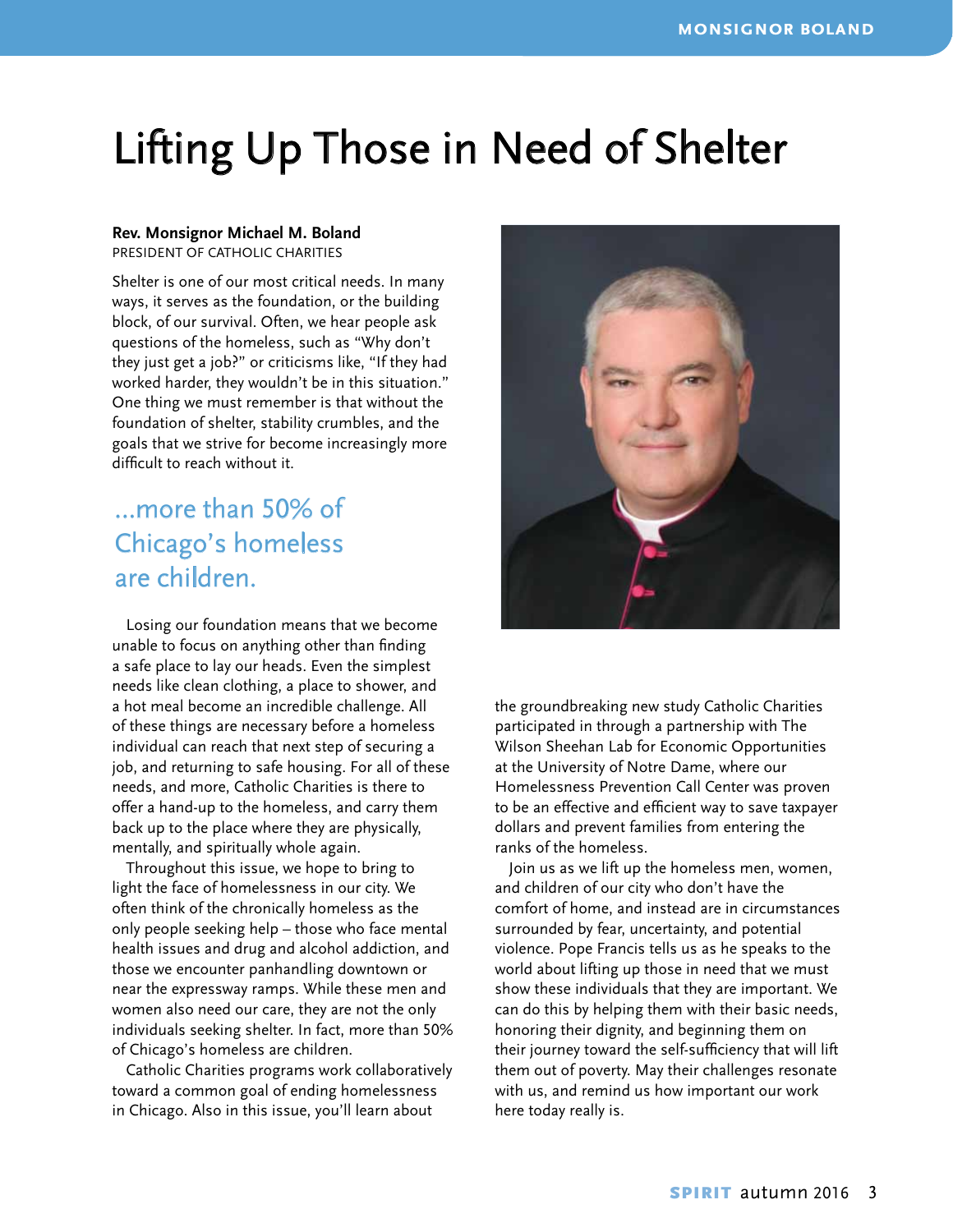# Lifting Up Those in Need of Shelter

**Rev. Monsignor Michael M. Boland**
PRESIDENT OF CATHOLIC CHARITIES

Shelter is one of our most critical needs. In many ways, it serves as the foundation, or the building block, of our survival. Often, we hear people ask questions of the homeless, such as "Why don't they just get a job?" or criticisms like, "If they had worked harder, they wouldn't be in this situation." One thing we must remember is that without the foundation of shelter, stability crumbles, and the goals that we strive for become increasingly more difficult to reach without it.

> ...more than 50% of Chicago's homeless are children.

Losing our foundation means that we become unable to focus on anything other than finding a safe place to lay our heads. Even the simplest needs like clean clothing, a place to shower, and a hot meal become an incredible challenge. All of these things are necessary before a homeless individual can reach that next step of securing a job, and returning to safe housing. For all of these needs, and more, Catholic Charities is there to offer a hand-up to the homeless, and carry them back up to the place where they are physically, mentally, and spiritually whole again.

Throughout this issue, we hope to bring to light the face of homelessness in our city. We often think of the chronically homeless as the only people seeking help – those who face mental health issues and drug and alcohol addiction, and those we encounter panhandling downtown or near the expressway ramps. While these men and women also need our care, they are not the only individuals seeking shelter. In fact, more than 50% of Chicago's homeless are children.

Catholic Charities programs work collaboratively toward a common goal of ending homelessness in Chicago. Also in this issue, you'll learn about the groundbreaking new study Catholic Charities participated in through a partnership with The Wilson Sheehan Lab for Economic Opportunities at the University of Notre Dame, where our Homelessness Prevention Call Center was proven to be an effective and efficient way to save taxpayer dollars and prevent families from entering the ranks of the homeless.

Join us as we lift up the homeless men, women, and children of our city who don't have the comfort of home, and instead are in circumstances surrounded by fear, uncertainty, and potential violence. Pope Francis tells us as he speaks to the world about lifting up those in need that we must show these individuals that they are important. We can do this by helping them with their basic needs, honoring their dignity, and beginning them on their journey toward the self-sufficiency that will lift them out of poverty. May their challenges resonate with us, and remind us how important our work here today really is.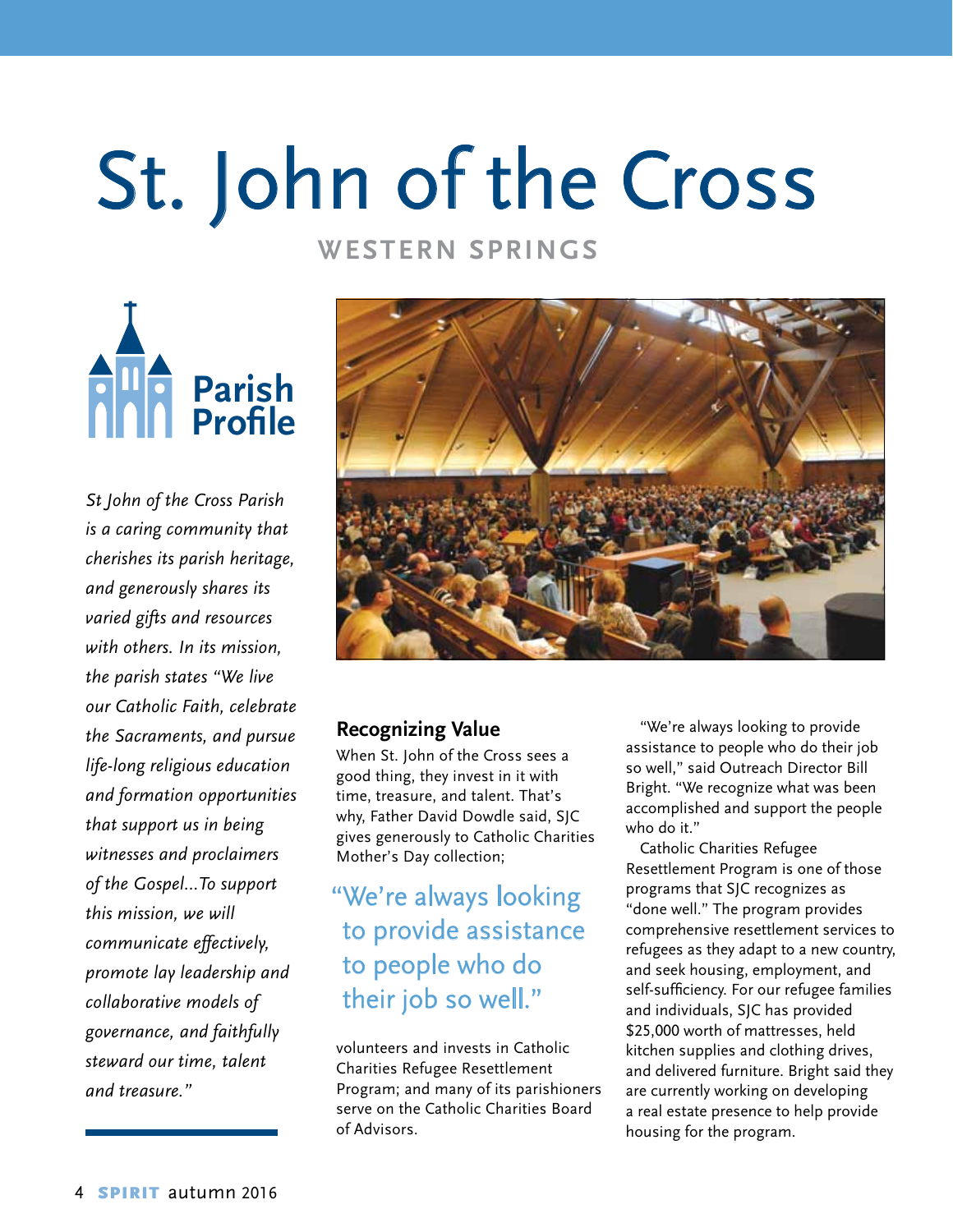# St. John of the Cross

**WESTERN SPRINGS**

**Parish Profile**

*St John of the Cross Parish is a caring community that cherishes its parish heritage, and generously shares its varied gifts and resources with others. In its mission, the parish states "We live our Catholic Faith, celebrate the Sacraments, and pursue life-long religious education and formation opportunities that support us in being witnesses and proclaimers of the Gospel...To support this mission, we will communicate effectively, promote lay leadership and collaborative models of governance, and faithfully steward our time, talent and treasure."*

## Recognizing Value

When St. John of the Cross sees a good thing, they invest in it with time, treasure, and talent. That's why, Father David Dowdle said, SJC gives generously to Catholic Charities Mother's Day collection; volunteers and invests in Catholic Charities Refugee Resettlement Program; and many of its parishioners serve on the Catholic Charities Board of Advisors.

> "We're always looking to provide assistance to people who do their job so well."

"We're always looking to provide assistance to people who do their job so well," said Outreach Director Bill Bright. "We recognize what was been accomplished and support the people who do it."

Catholic Charities Refugee Resettlement Program is one of those programs that SJC recognizes as "done well." The program provides comprehensive resettlement services to refugees as they adapt to a new country, and seek housing, employment, and self-sufficiency. For our refugee families and individuals, SJC has provided $25,000 worth of mattresses, held kitchen supplies and clothing drives, and delivered furniture. Bright said they are currently working on developing a real estate presence to help provide housing for the program.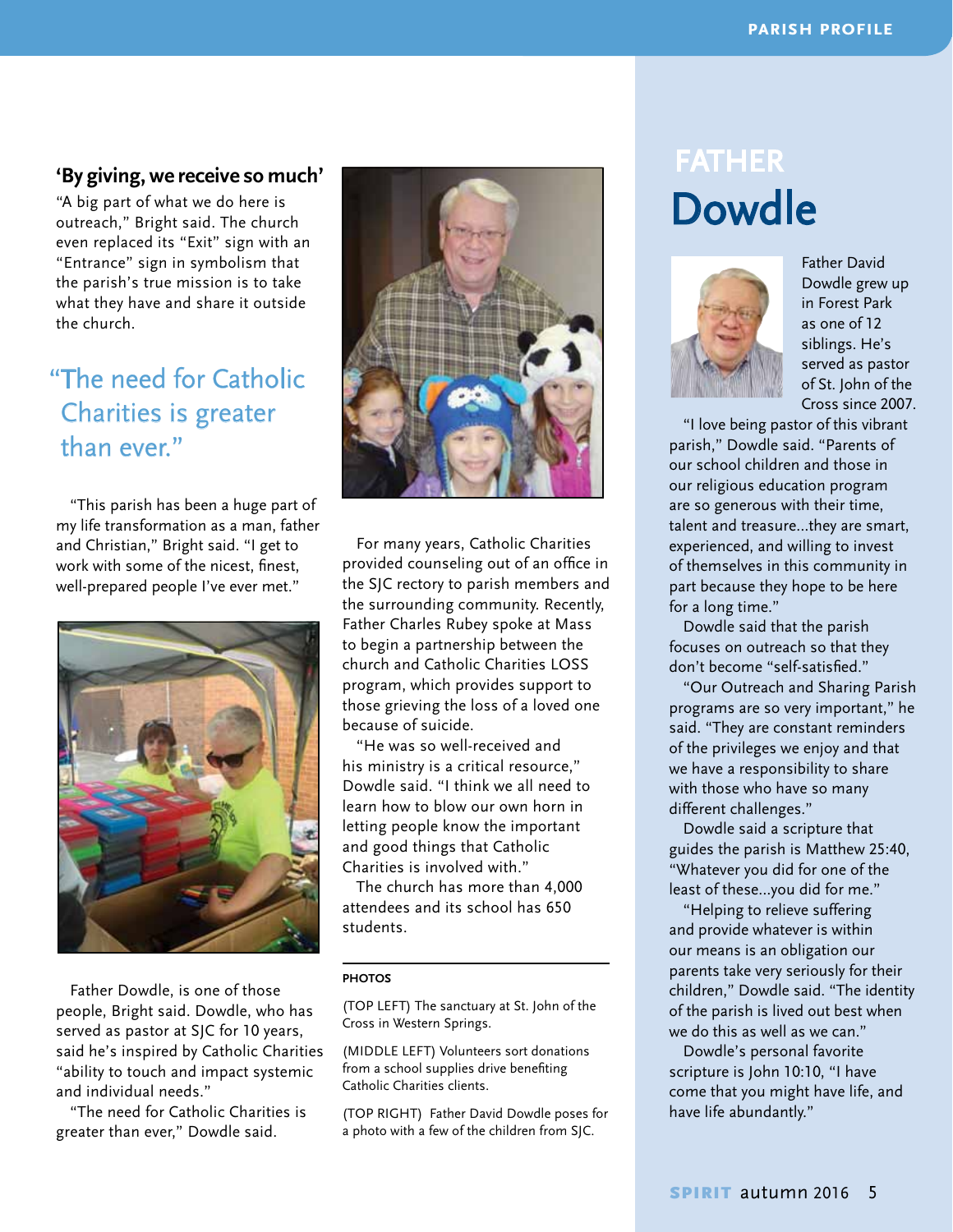## 'By giving, we receive so much'

"A big part of what we do here is outreach," Bright said. The church even replaced its "Exit" sign with an "Entrance" sign in symbolism that the parish's true mission is to take what they have and share it outside the church.

> "The need for Catholic Charities is greater than ever."

"This parish has been a huge part of my life transformation as a man, father and Christian," Bright said. "I get to work with some of the nicest, finest, well-prepared people I've ever met."

Father Dowdle, is one of those people, Bright said. Dowdle, who has served as pastor at SJC for 10 years, said he's inspired by Catholic Charities "ability to touch and impact systemic and individual needs."

"The need for Catholic Charities is greater than ever," Dowdle said.

For many years, Catholic Charities provided counseling out of an office in the SJC rectory to parish members and the surrounding community. Recently, Father Charles Rubey spoke at Mass to begin a partnership between the church and Catholic Charities LOSS program, which provides support to those grieving the loss of a loved one because of suicide.

"He was so well-received and his ministry is a critical resource," Dowdle said. "I think we all need to learn how to blow our own horn in letting people know the important and good things that Catholic Charities is involved with."

The church has more than 4,000 attendees and its school has 650 students.

**PHOTOS**

(TOP LEFT) The sanctuary at St. John of the Cross in Western Springs.

(MIDDLE LEFT) Volunteers sort donations from a school supplies drive benefiting Catholic Charities clients.

(TOP RIGHT) Father David Dowdle poses for a photo with a few of the children from SJC.

# FATHER Dowdle

Father David Dowdle grew up in Forest Park as one of 12 siblings. He's served as pastor of St. John of the Cross since 2007.

"I love being pastor of this vibrant parish," Dowdle said. "Parents of our school children and those in our religious education program are so generous with their time, talent and treasure...they are smart, experienced, and willing to invest of themselves in this community in part because they hope to be here for a long time."

Dowdle said that the parish focuses on outreach so that they don't become "self-satisfied."

"Our Outreach and Sharing Parish programs are so very important," he said. "They are constant reminders of the privileges we enjoy and that we have a responsibility to share with those who have so many different challenges."

Dowdle said a scripture that guides the parish is Matthew 25:40, "Whatever you did for one of the least of these...you did for me."

"Helping to relieve suffering and provide whatever is within our means is an obligation our parents take very seriously for their children," Dowdle said. "The identity of the parish is lived out best when we do this as well as we can."

Dowdle's personal favorite scripture is John 10:10, "I have come that you might have life, and have life abundantly."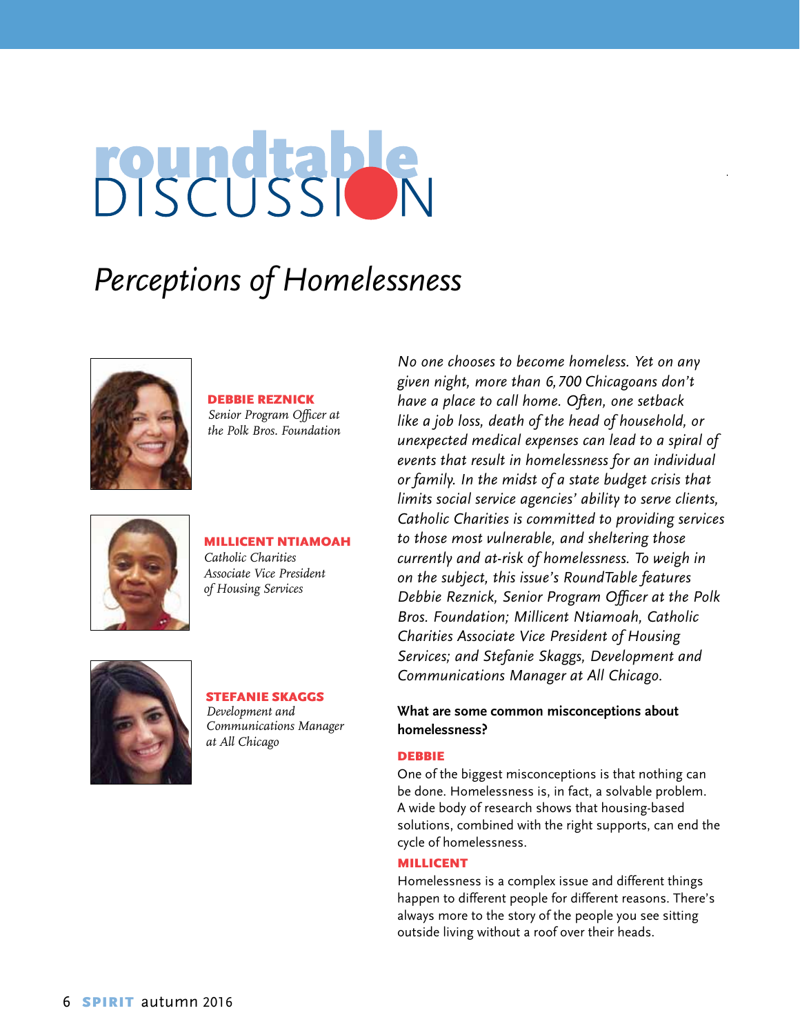# roundtable DISCUSSION

## *Perceptions of Homelessness*

**DEBBIE REZNICK**
*Senior Program Officer at the Polk Bros. Foundation*

**MILLICENT NTIAMOAH**
*Catholic Charities Associate Vice President of Housing Services*

**STEFANIE SKAGGS**
*Development and Communications Manager at All Chicago*

*No one chooses to become homeless. Yet on any given night, more than 6,700 Chicagoans don't have a place to call home. Often, one setback like a job loss, death of the head of household, or unexpected medical expenses can lead to a spiral of events that result in homelessness for an individual or family. In the midst of a state budget crisis that limits social service agencies' ability to serve clients, Catholic Charities is committed to providing services to those most vulnerable, and sheltering those currently and at-risk of homelessness. To weigh in on the subject, this issue's RoundTable features Debbie Reznick, Senior Program Officer at the Polk Bros. Foundation; Millicent Ntiamoah, Catholic Charities Associate Vice President of Housing Services; and Stefanie Skaggs, Development and Communications Manager at All Chicago.*

**What are some common misconceptions about homelessness?**

**DEBBIE**
One of the biggest misconceptions is that nothing can be done. Homelessness is, in fact, a solvable problem. A wide body of research shows that housing-based solutions, combined with the right supports, can end the cycle of homelessness.

**MILLICENT**
Homelessness is a complex issue and different things happen to different people for different reasons. There's always more to the story of the people you see sitting outside living without a roof over their heads.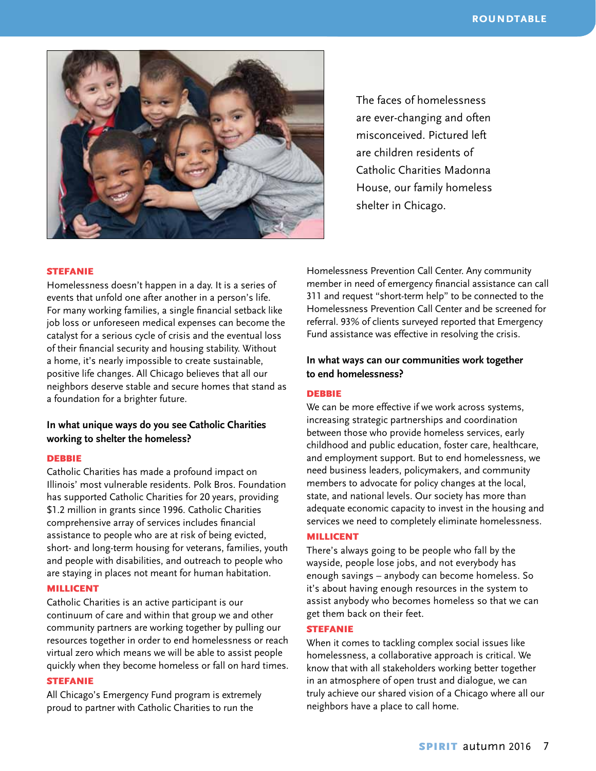The faces of homelessness are ever-changing and often misconceived. Pictured left are children residents of Catholic Charities Madonna House, our family homeless shelter in Chicago.

**STEFANIE**

Homelessness doesn't happen in a day. It is a series of events that unfold one after another in a person's life. For many working families, a single financial setback like job loss or unforeseen medical expenses can become the catalyst for a serious cycle of crisis and the eventual loss of their financial security and housing stability. Without a home, it's nearly impossible to create sustainable, positive life changes. All Chicago believes that all our neighbors deserve stable and secure homes that stand as a foundation for a brighter future.

### In what unique ways do you see Catholic Charities working to shelter the homeless?

**DEBBIE**

Catholic Charities has made a profound impact on Illinois' most vulnerable residents. Polk Bros. Foundation has supported Catholic Charities for 20 years, providing $1.2 million in grants since 1996. Catholic Charities comprehensive array of services includes financial assistance to people who are at risk of being evicted, short- and long-term housing for veterans, families, youth and people with disabilities, and outreach to people who are staying in places not meant for human habitation.

**MILLICENT**

Catholic Charities is an active participant is our continuum of care and within that group we and other community partners are working together by pulling our resources together in order to end homelessness or reach virtual zero which means we will be able to assist people quickly when they become homeless or fall on hard times.

**STEFANIE**

All Chicago's Emergency Fund program is extremely proud to partner with Catholic Charities to run the Homelessness Prevention Call Center. Any community member in need of emergency financial assistance can call 311 and request "short-term help" to be connected to the Homelessness Prevention Call Center and be screened for referral. 93% of clients surveyed reported that Emergency Fund assistance was effective in resolving the crisis.

### In what ways can our communities work together to end homelessness?

**DEBBIE**

We can be more effective if we work across systems, increasing strategic partnerships and coordination between those who provide homeless services, early childhood and public education, foster care, healthcare, and employment support. But to end homelessness, we need business leaders, policymakers, and community members to advocate for policy changes at the local, state, and national levels. Our society has more than adequate economic capacity to invest in the housing and services we need to completely eliminate homelessness.

**MILLICENT**

There's always going to be people who fall by the wayside, people lose jobs, and not everybody has enough savings – anybody can become homeless. So it's about having enough resources in the system to assist anybody who becomes homeless so that we can get them back on their feet.

**STEFANIE**

When it comes to tackling complex social issues like homelessness, a collaborative approach is critical. We know that with all stakeholders working better together in an atmosphere of open trust and dialogue, we can truly achieve our shared vision of a Chicago where all our neighbors have a place to call home.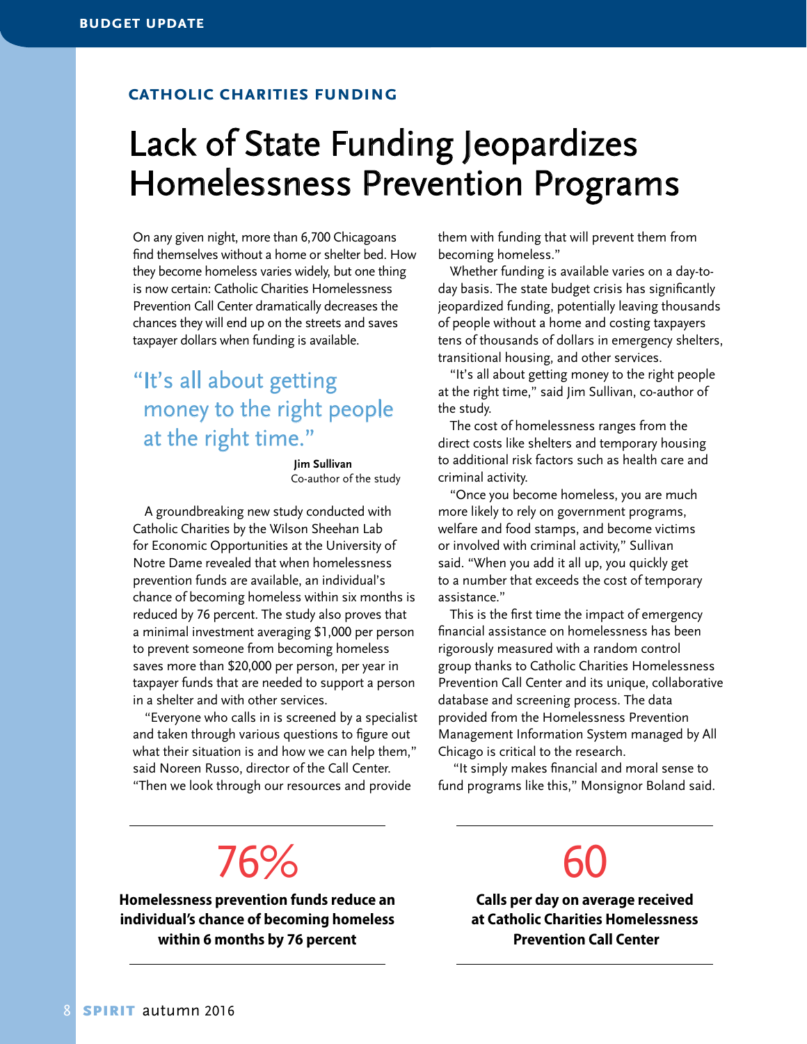### CATHOLIC CHARITIES FUNDING

# Lack of State Funding Jeopardizes Homelessness Prevention Programs

On any given night, more than 6,700 Chicagoans find themselves without a home or shelter bed. How they become homeless varies widely, but one thing is now certain: Catholic Charities Homelessness Prevention Call Center dramatically decreases the chances they will end up on the streets and saves taxpayer dollars when funding is available.

> "It's all about getting money to the right people at the right time."
>
> **Jim Sullivan**
> Co-author of the study

A groundbreaking new study conducted with Catholic Charities by the Wilson Sheehan Lab for Economic Opportunities at the University of Notre Dame revealed that when homelessness prevention funds are available, an individual's chance of becoming homeless within six months is reduced by 76 percent. The study also proves that a minimal investment averaging $1,000 per person to prevent someone from becoming homeless saves more than $20,000 per person, per year in taxpayer funds that are needed to support a person in a shelter and with other services.

"Everyone who calls in is screened by a specialist and taken through various questions to figure out what their situation is and how we can help them," said Noreen Russo, director of the Call Center. "Then we look through our resources and provide them with funding that will prevent them from becoming homeless."

Whether funding is available varies on a day-to-day basis. The state budget crisis has significantly jeopardized funding, potentially leaving thousands of people without a home and costing taxpayers tens of thousands of dollars in emergency shelters, transitional housing, and other services.

"It's all about getting money to the right people at the right time," said Jim Sullivan, co-author of the study.

The cost of homelessness ranges from the direct costs like shelters and temporary housing to additional risk factors such as health care and criminal activity.

"Once you become homeless, you are much more likely to rely on government programs, welfare and food stamps, and become victims or involved with criminal activity," Sullivan said. "When you add it all up, you quickly get to a number that exceeds the cost of temporary assistance."

This is the first time the impact of emergency financial assistance on homelessness has been rigorously measured with a random control group thanks to Catholic Charities Homelessness Prevention Call Center and its unique, collaborative database and screening process. The data provided from the Homelessness Prevention Management Information System managed by All Chicago is critical to the research.

"It simply makes financial and moral sense to fund programs like this," Monsignor Boland said.

---

**76%**

**Homelessness prevention funds reduce an individual's chance of becoming homeless within 6 months by 76 percent**

---

**60**

**Calls per day on average received at Catholic Charities Homelessness Prevention Call Center**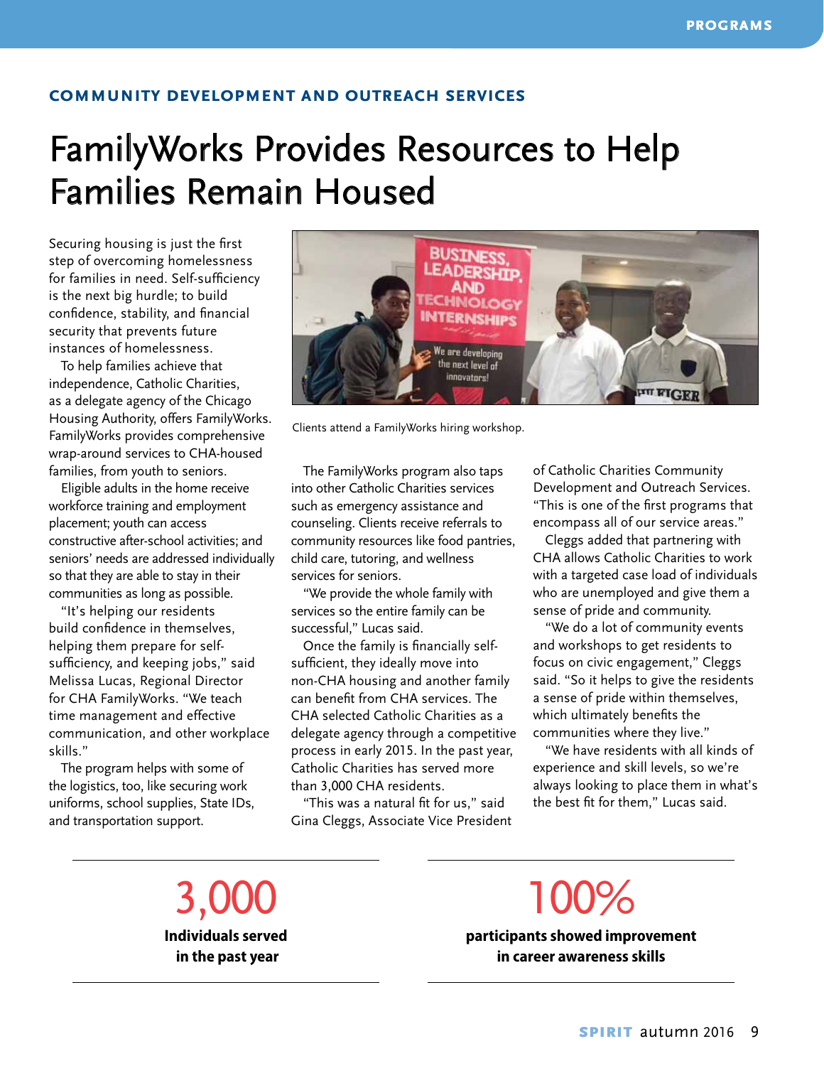## COMMUNITY DEVELOPMENT AND OUTREACH SERVICES

# FamilyWorks Provides Resources to Help Families Remain Housed

Securing housing is just the first step of overcoming homelessness for families in need. Self-sufficiency is the next big hurdle; to build confidence, stability, and financial security that prevents future instances of homelessness.

To help families achieve that independence, Catholic Charities, as a delegate agency of the Chicago Housing Authority, offers FamilyWorks. FamilyWorks provides comprehensive wrap-around services to CHA-housed families, from youth to seniors.

Eligible adults in the home receive workforce training and employment placement; youth can access constructive after-school activities; and seniors' needs are addressed individually so that they are able to stay in their communities as long as possible.

"It's helping our residents build confidence in themselves, helping them prepare for self-sufficiency, and keeping jobs," said Melissa Lucas, Regional Director for CHA FamilyWorks. "We teach time management and effective communication, and other workplace skills."

The program helps with some of the logistics, too, like securing work uniforms, school supplies, State IDs, and transportation support.

Clients attend a FamilyWorks hiring workshop.

The FamilyWorks program also taps into other Catholic Charities services such as emergency assistance and counseling. Clients receive referrals to community resources like food pantries, child care, tutoring, and wellness services for seniors.

"We provide the whole family with services so the entire family can be successful," Lucas said.

Once the family is financially self-sufficient, they ideally move into non-CHA housing and another family can benefit from CHA services. The CHA selected Catholic Charities as a delegate agency through a competitive process in early 2015. In the past year, Catholic Charities has served more than 3,000 CHA residents.

"This was a natural fit for us," said Gina Cleggs, Associate Vice President of Catholic Charities Community Development and Outreach Services. "This is one of the first programs that encompass all of our service areas."

Cleggs added that partnering with CHA allows Catholic Charities to work with a targeted case load of individuals who are unemployed and give them a sense of pride and community.

"We do a lot of community events and workshops to get residents to focus on civic engagement," Cleggs said. "So it helps to give the residents a sense of pride within themselves, which ultimately benefits the communities where they live."

"We have residents with all kinds of experience and skill levels, so we're always looking to place them in what's the best fit for them," Lucas said.

**3,000**
**Individuals served in the past year**

**100%**
**participants showed improvement in career awareness skills**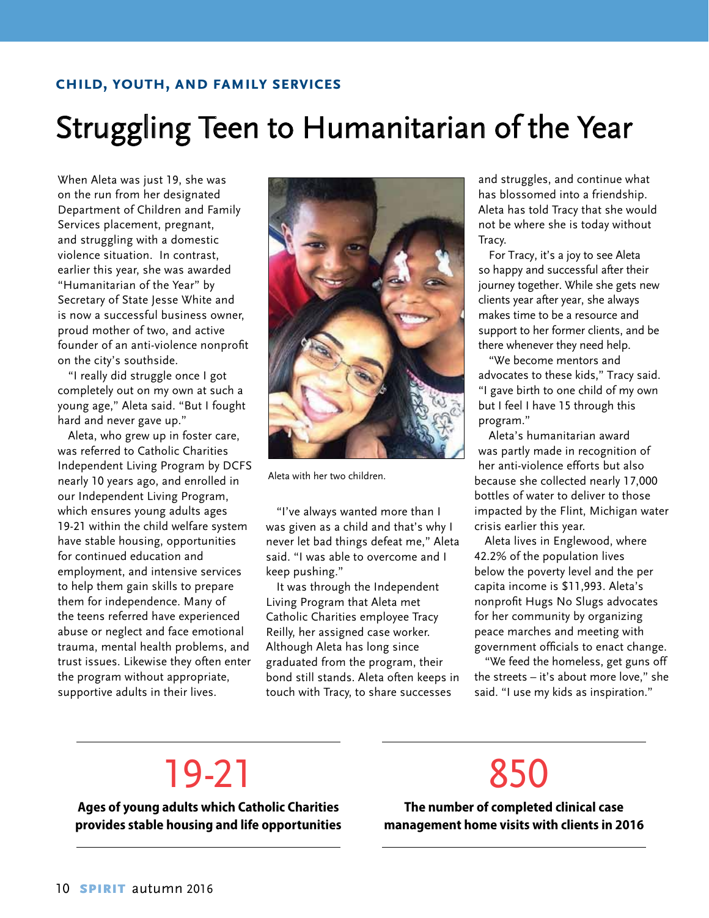**CHILD, YOUTH, AND FAMILY SERVICES**

# Struggling Teen to Humanitarian of the Year

When Aleta was just 19, she was on the run from her designated Department of Children and Family Services placement, pregnant, and struggling with a domestic violence situation. In contrast, earlier this year, she was awarded "Humanitarian of the Year" by Secretary of State Jesse White and is now a successful business owner, proud mother of two, and active founder of an anti-violence nonprofit on the city's southside.

"I really did struggle once I got completely out on my own at such a young age," Aleta said. "But I fought hard and never gave up."

Aleta, who grew up in foster care, was referred to Catholic Charities Independent Living Program by DCFS nearly 10 years ago, and enrolled in our Independent Living Program, which ensures young adults ages 19-21 within the child welfare system have stable housing, opportunities for continued education and employment, and intensive services to help them gain skills to prepare them for independence. Many of the teens referred have experienced abuse or neglect and face emotional trauma, mental health problems, and trust issues. Likewise they often enter the program without appropriate, supportive adults in their lives.

Aleta with her two children.

"I've always wanted more than I was given as a child and that's why I never let bad things defeat me," Aleta said. "I was able to overcome and I keep pushing."

It was through the Independent Living Program that Aleta met Catholic Charities employee Tracy Reilly, her assigned case worker. Although Aleta has long since graduated from the program, their bond still stands. Aleta often keeps in touch with Tracy, to share successes and struggles, and continue what has blossomed into a friendship. Aleta has told Tracy that she would not be where she is today without Tracy.

For Tracy, it's a joy to see Aleta so happy and successful after their journey together. While she gets new clients year after year, she always makes time to be a resource and support to her former clients, and be there whenever they need help.

"We become mentors and advocates to these kids," Tracy said. "I gave birth to one child of my own but I feel I have 15 through this program."

Aleta's humanitarian award was partly made in recognition of her anti-violence efforts but also because she collected nearly 17,000 bottles of water to deliver to those impacted by the Flint, Michigan water crisis earlier this year.

Aleta lives in Englewood, where 42.2% of the population lives below the poverty level and the per capita income is $11,993. Aleta's nonprofit Hugs No Slugs advocates for her community by organizing peace marches and meeting with government officials to enact change.

"We feed the homeless, get guns off the streets – it's about more love," she said. "I use my kids as inspiration."

---

## 19-21

**Ages of young adults which Catholic Charities provides stable housing and life opportunities**

---

## 850

**The number of completed clinical case management home visits with clients in 2016**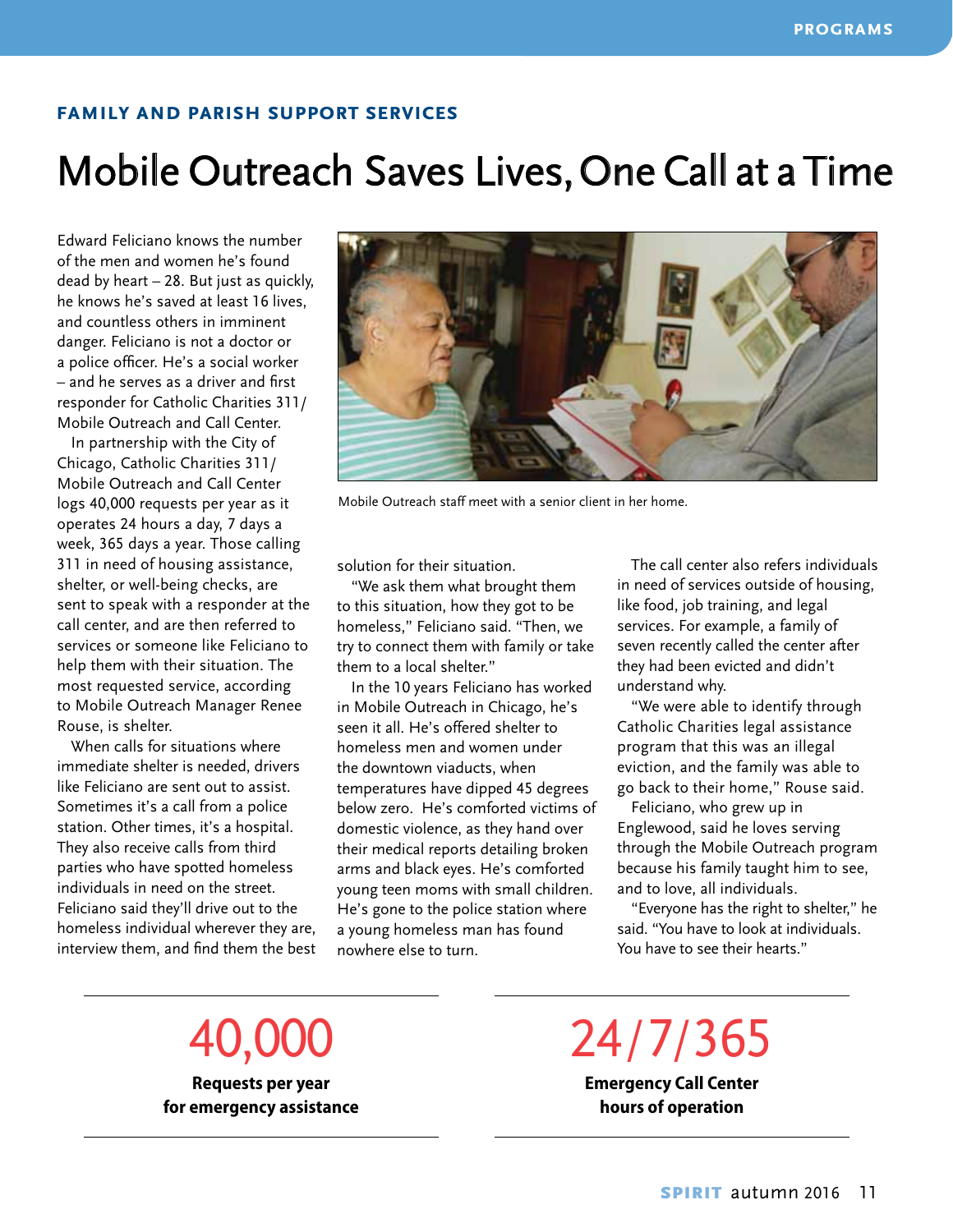**FAMILY AND PARISH SUPPORT SERVICES**

# Mobile Outreach Saves Lives, One Call at a Time

Edward Feliciano knows the number of the men and women he's found dead by heart – 28. But just as quickly, he knows he's saved at least 16 lives, and countless others in imminent danger. Feliciano is not a doctor or a police officer. He's a social worker – and he serves as a driver and first responder for Catholic Charities 311/ Mobile Outreach and Call Center.

In partnership with the City of Chicago, Catholic Charities 311/ Mobile Outreach and Call Center logs 40,000 requests per year as it operates 24 hours a day, 7 days a week, 365 days a year. Those calling 311 in need of housing assistance, shelter, or well-being checks, are sent to speak with a responder at the call center, and are then referred to services or someone like Feliciano to help them with their situation. The most requested service, according to Mobile Outreach Manager Renee Rouse, is shelter.

When calls for situations where immediate shelter is needed, drivers like Feliciano are sent out to assist. Sometimes it's a call from a police station. Other times, it's a hospital. They also receive calls from third parties who have spotted homeless individuals in need on the street. Feliciano said they'll drive out to the homeless individual wherever they are, interview them, and find them the best solution for their situation.

Mobile Outreach staff meet with a senior client in her home.

"We ask them what brought them to this situation, how they got to be homeless," Feliciano said. "Then, we try to connect them with family or take them to a local shelter."

In the 10 years Feliciano has worked in Mobile Outreach in Chicago, he's seen it all. He's offered shelter to homeless men and women under the downtown viaducts, when temperatures have dipped 45 degrees below zero. He's comforted victims of domestic violence, as they hand over their medical reports detailing broken arms and black eyes. He's comforted young teen moms with small children. He's gone to the police station where a young homeless man has found nowhere else to turn.

The call center also refers individuals in need of services outside of housing, like food, job training, and legal services. For example, a family of seven recently called the center after they had been evicted and didn't understand why.

"We were able to identify through Catholic Charities legal assistance program that this was an illegal eviction, and the family was able to go back to their home," Rouse said.

Feliciano, who grew up in Englewood, said he loves serving through the Mobile Outreach program because his family taught him to see, and to love, all individuals.

"Everyone has the right to shelter," he said. "You have to look at individuals. You have to see their hearts."

**40,000**
**Requests per year for emergency assistance**

**24/7/365**
**Emergency Call Center hours of operation**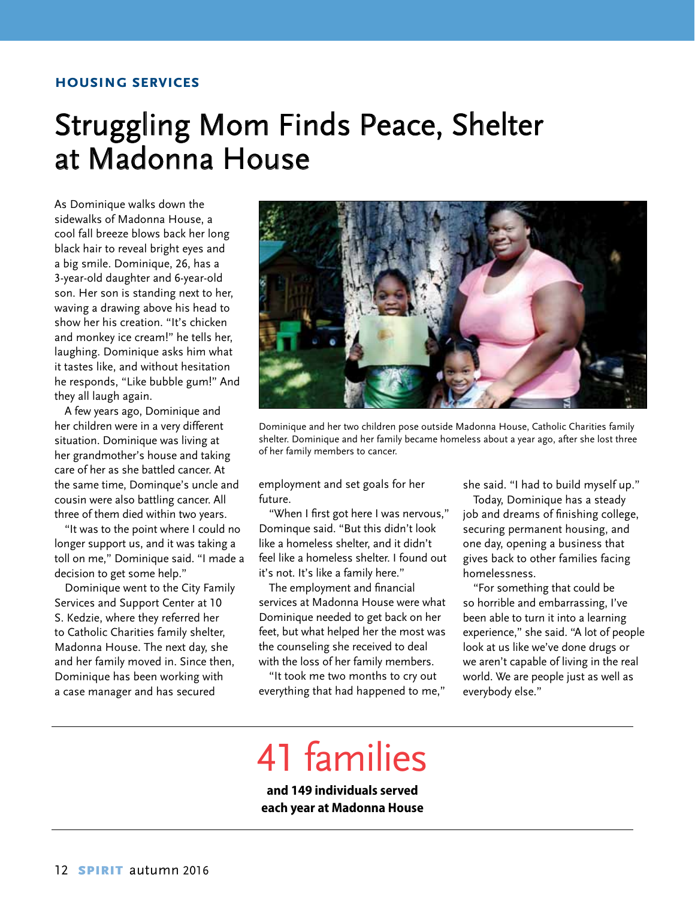**HOUSING SERVICES**

# Struggling Mom Finds Peace, Shelter at Madonna House

As Dominique walks down the sidewalks of Madonna House, a cool fall breeze blows back her long black hair to reveal bright eyes and a big smile. Dominique, 26, has a 3-year-old daughter and 6-year-old son. Her son is standing next to her, waving a drawing above his head to show her his creation. "It's chicken and monkey ice cream!" he tells her, laughing. Dominique asks him what it tastes like, and without hesitation he responds, "Like bubble gum!" And they all laugh again.

A few years ago, Dominique and her children were in a very different situation. Dominique was living at her grandmother's house and taking care of her as she battled cancer. At the same time, Domingue's uncle and cousin were also battling cancer. All three of them died within two years.

"It was to the point where I could no longer support us, and it was taking a toll on me," Dominique said. "I made a decision to get some help."

Dominique went to the City Family Services and Support Center at 10 S. Kedzie, where they referred her to Catholic Charities family shelter, Madonna House. The next day, she and her family moved in. Since then, Dominique has been working with a case manager and has secured employment and set goals for her future.

Dominique and her two children pose outside Madonna House, Catholic Charities family shelter. Dominique and her family became homeless about a year ago, after she lost three of her family members to cancer.

"When I first got here I was nervous," Dominque said. "But this didn't look like a homeless shelter, and it didn't feel like a homeless shelter. I found out it's not. It's like a family here."

The employment and financial services at Madonna House were what Dominique needed to get back on her feet, but what helped her the most was the counseling she received to deal with the loss of her family members.

"It took me two months to cry out everything that had happened to me," she said. "I had to build myself up."

Today, Dominique has a steady job and dreams of finishing college, securing permanent housing, and one day, opening a business that gives back to other families facing homelessness.

"For something that could be so horrible and embarrassing, I've been able to turn it into a learning experience," she said. "A lot of people look at us like we've done drugs or we aren't capable of living in the real world. We are people just as well as everybody else."

---

## 41 families

**and 149 individuals served each year at Madonna House**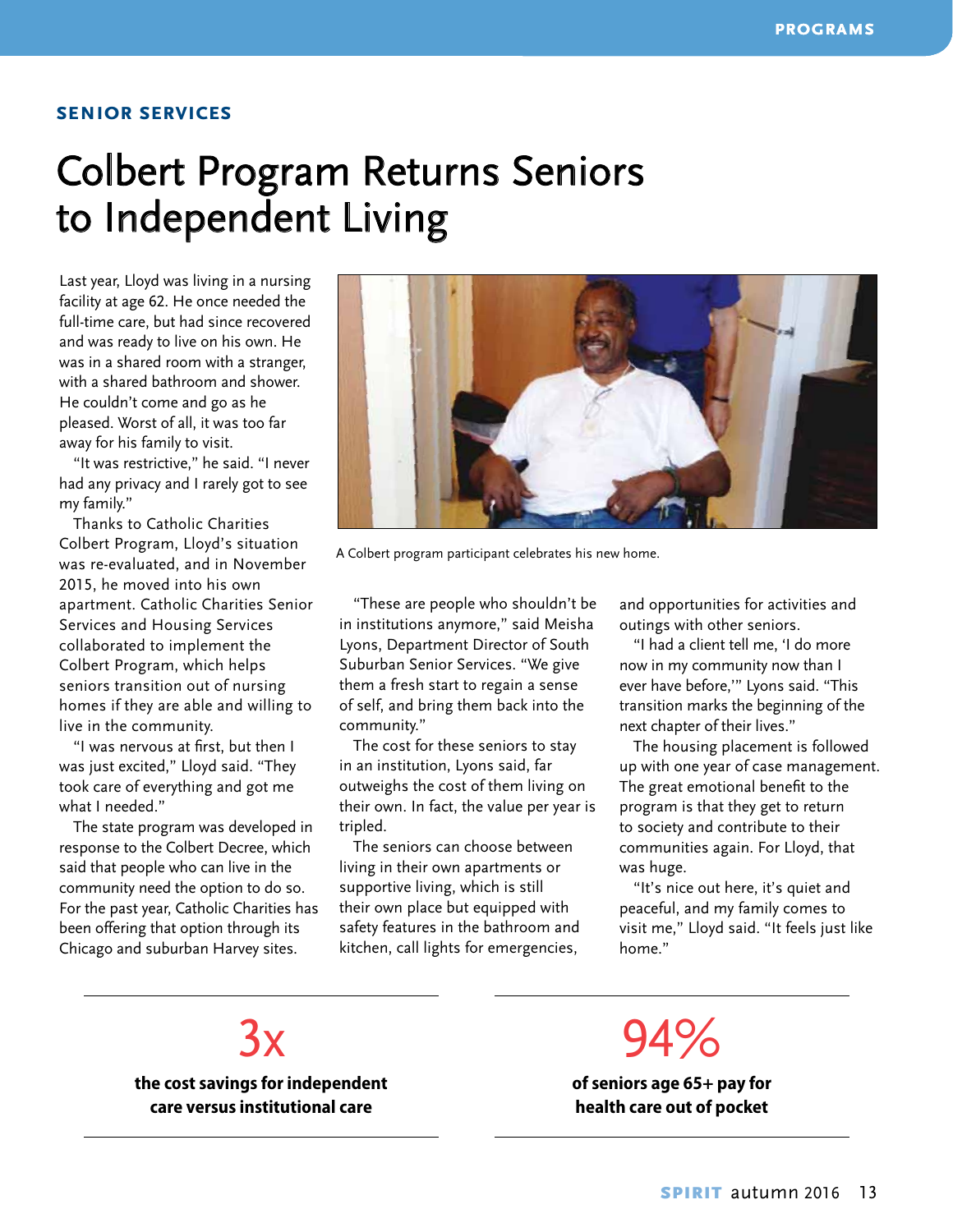## SENIOR SERVICES

# Colbert Program Returns Seniors to Independent Living

Last year, Lloyd was living in a nursing facility at age 62. He once needed the full-time care, but had since recovered and was ready to live on his own. He was in a shared room with a stranger, with a shared bathroom and shower. He couldn't come and go as he pleased. Worst of all, it was too far away for his family to visit.

"It was restrictive," he said. "I never had any privacy and I rarely got to see my family."

Thanks to Catholic Charities Colbert Program, Lloyd's situation was re-evaluated, and in November 2015, he moved into his own apartment. Catholic Charities Senior Services and Housing Services collaborated to implement the Colbert Program, which helps seniors transition out of nursing homes if they are able and willing to live in the community.

"I was nervous at first, but then I was just excited," Lloyd said. "They took care of everything and got me what I needed."

The state program was developed in response to the Colbert Decree, which said that people who can live in the community need the option to do so. For the past year, Catholic Charities has been offering that option through its Chicago and suburban Harvey sites.

A Colbert program participant celebrates his new home.

"These are people who shouldn't be in institutions anymore," said Meisha Lyons, Department Director of South Suburban Senior Services. "We give them a fresh start to regain a sense of self, and bring them back into the community."

The cost for these seniors to stay in an institution, Lyons said, far outweighs the cost of them living on their own. In fact, the value per year is tripled.

The seniors can choose between living in their own apartments or supportive living, which is still their own place but equipped with safety features in the bathroom and kitchen, call lights for emergencies, and opportunities for activities and outings with other seniors.

"I had a client tell me, 'I do more now in my community now than I ever have before,'" Lyons said. "This transition marks the beginning of the next chapter of their lives."

The housing placement is followed up with one year of case management. The great emotional benefit to the program is that they get to return to society and contribute to their communities again. For Lloyd, that was huge.

"It's nice out here, it's quiet and peaceful, and my family comes to visit me," Lloyd said. "It feels just like home."

---

3x

**the cost savings for independent care versus institutional care**

---

94%

**of seniors age 65+ pay for health care out of pocket**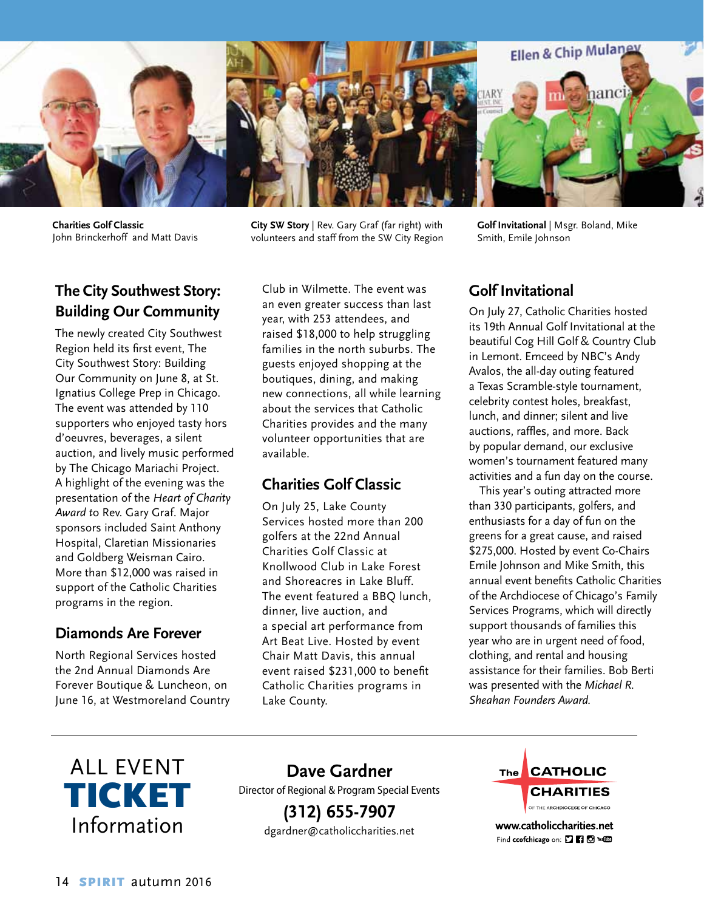**Charities Golf Classic**
John Brinckerhoff and Matt Davis

**City SW Story** | Rev. Gary Graf (far right) with volunteers and staff from the SW City Region

**Golf Invitational** | Msgr. Boland, Mike Smith, Emile Johnson

## The City Southwest Story: Building Our Community

The newly created City Southwest Region held its first event, The City Southwest Story: Building Our Community on June 8, at St. Ignatius College Prep in Chicago. The event was attended by 110 supporters who enjoyed tasty hors d'oeuvres, beverages, a silent auction, and lively music performed by The Chicago Mariachi Project. A highlight of the evening was the presentation of the *Heart of Charity Award* to Rev. Gary Graf. Major sponsors included Saint Anthony Hospital, Claretian Missionaries and Goldberg Weisman Cairo. More than $12,000 was raised in support of the Catholic Charities programs in the region.

## Diamonds Are Forever

North Regional Services hosted the 2nd Annual Diamonds Are Forever Boutique & Luncheon, on June 16, at Westmoreland Country Club in Wilmette. The event was an even greater success than last year, with 253 attendees, and raised $18,000 to help struggling families in the north suburbs. The guests enjoyed shopping at the boutiques, dining, and making new connections, all while learning about the services that Catholic Charities provides and the many volunteer opportunities that are available.

## Charities Golf Classic

On July 25, Lake County Services hosted more than 200 golfers at the 22nd Annual Charities Golf Classic at Knollwood Club in Lake Forest and Shoreacres in Lake Bluff. The event featured a BBQ lunch, dinner, live auction, and a special art performance from Art Beat Live. Hosted by event Chair Matt Davis, this annual event raised $231,000 to benefit Catholic Charities programs in Lake County.

## Golf Invitational

On July 27, Catholic Charities hosted its 19th Annual Golf Invitational at the beautiful Cog Hill Golf & Country Club in Lemont. Emceed by NBC's Andy Avalos, the all-day outing featured a Texas Scramble-style tournament, celebrity contest holes, breakfast, lunch, and dinner; silent and live auctions, raffles, and more. Back by popular demand, our exclusive women's tournament featured many activities and a fun day on the course.

This year's outing attracted more than 330 participants, golfers, and enthusiasts for a day of fun on the greens for a great cause, and raised $275,000. Hosted by event Co-Chairs Emile Johnson and Mike Smith, this annual event benefits Catholic Charities of the Archdiocese of Chicago's Family Services Programs, which will directly support thousands of families this year who are in urgent need of food, clothing, and rental and housing assistance for their families. Bob Berti was presented with the *Michael R. Sheahan Founders Award*.

---

ALL EVENT **TICKET** Information

**Dave Gardner**
Director of Regional & Program Special Events
**(312) 655-7907**
dgardner@catholiccharities.net

The CATHOLIC CHARITIES OF THE ARCHDIOCESE OF CHICAGO
**www.catholiccharities.net**
Find **ccofchicago** on: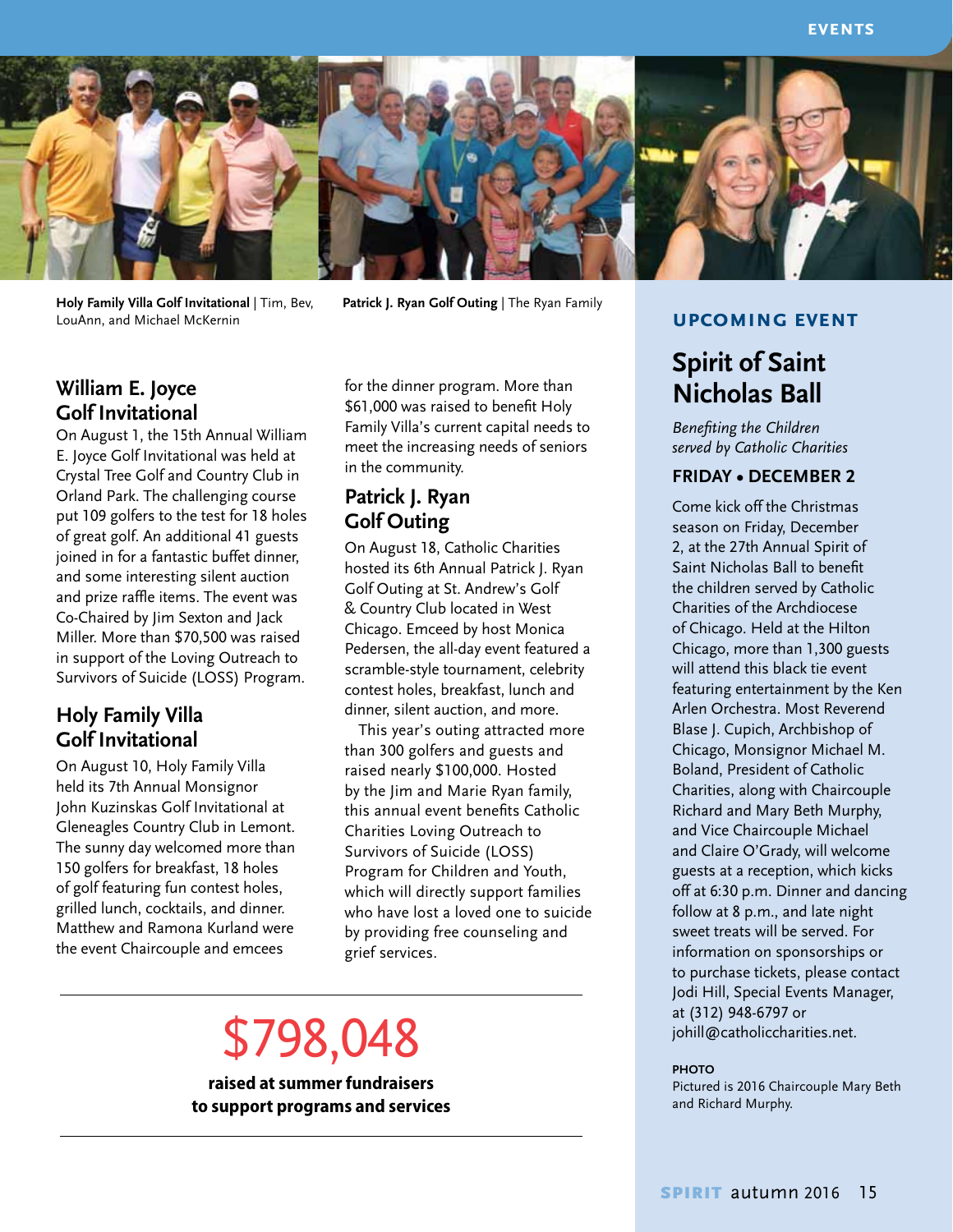**Holy Family Villa Golf Invitational** | Tim, Bev, LouAnn, and Michael McKernin

**Patrick J. Ryan Golf Outing** | The Ryan Family

## William E. Joyce Golf Invitational

On August 1, the 15th Annual William E. Joyce Golf Invitational was held at Crystal Tree Golf and Country Club in Orland Park. The challenging course put 109 golfers to the test for 18 holes of great golf. An additional 41 guests joined in for a fantastic buffet dinner, and some interesting silent auction and prize raffle items. The event was Co-Chaired by Jim Sexton and Jack Miller. More than $70,500 was raised in support of the Loving Outreach to Survivors of Suicide (LOSS) Program.

## Holy Family Villa Golf Invitational

On August 10, Holy Family Villa held its 7th Annual Monsignor John Kuzinskas Golf Invitational at Gleneagles Country Club in Lemont. The sunny day welcomed more than 150 golfers for breakfast, 18 holes of golf featuring fun contest holes, grilled lunch, cocktails, and dinner. Matthew and Ramona Kurland were the event Chaircouple and emcees for the dinner program. More than $61,000 was raised to benefit Holy Family Villa's current capital needs to meet the increasing needs of seniors in the community.

## Patrick J. Ryan Golf Outing

On August 18, Catholic Charities hosted its 6th Annual Patrick J. Ryan Golf Outing at St. Andrew's Golf & Country Club located in West Chicago. Emceed by host Monica Pedersen, the all-day event featured a scramble-style tournament, celebrity contest holes, breakfast, lunch and dinner, silent auction, and more.

This year's outing attracted more than 300 golfers and guests and raised nearly $100,000. Hosted by the Jim and Marie Ryan family, this annual event benefits Catholic Charities Loving Outreach to Survivors of Suicide (LOSS) Program for Children and Youth, which will directly support families who have lost a loved one to suicide by providing free counseling and grief services.

---

# $798,048

**raised at summer fundraisers to support programs and services**

---

### UPCOMING EVENT

## Spirit of Saint Nicholas Ball

*Benefiting the Children served by Catholic Charities*

**FRIDAY • DECEMBER 2**

Come kick off the Christmas season on Friday, December 2, at the 27th Annual Spirit of Saint Nicholas Ball to benefit the children served by Catholic Charities of the Archdiocese of Chicago. Held at the Hilton Chicago, more than 1,300 guests will attend this black tie event featuring entertainment by the Ken Arlen Orchestra. Most Reverend Blase J. Cupich, Archbishop of Chicago, Monsignor Michael M. Boland, President of Catholic Charities, along with Chaircouple Richard and Mary Beth Murphy, and Vice Chaircouple Michael and Claire O'Grady, will welcome guests at a reception, which kicks off at 6:30 p.m. Dinner and dancing follow at 8 p.m., and late night sweet treats will be served. For information on sponsorships or to purchase tickets, please contact Jodi Hill, Special Events Manager, at (312) 948-6797 or johill@catholiccharities.net.

**PHOTO**
Pictured is 2016 Chaircouple Mary Beth and Richard Murphy.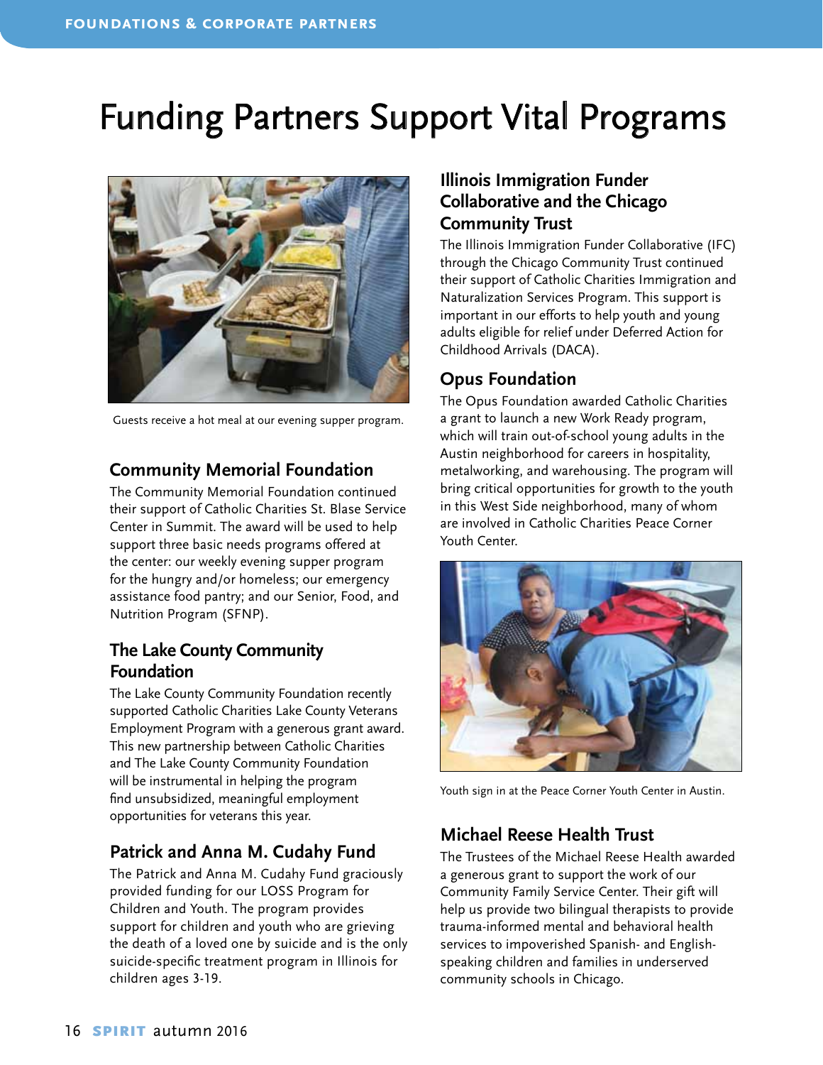# Funding Partners Support Vital Programs

Guests receive a hot meal at our evening supper program.

## Community Memorial Foundation

The Community Memorial Foundation continued their support of Catholic Charities St. Blase Service Center in Summit. The award will be used to help support three basic needs programs offered at the center: our weekly evening supper program for the hungry and/or homeless; our emergency assistance food pantry; and our Senior, Food, and Nutrition Program (SFNP).

## The Lake County Community Foundation

The Lake County Community Foundation recently supported Catholic Charities Lake County Veterans Employment Program with a generous grant award. This new partnership between Catholic Charities and The Lake County Community Foundation will be instrumental in helping the program find unsubsidized, meaningful employment opportunities for veterans this year.

## Patrick and Anna M. Cudahy Fund

The Patrick and Anna M. Cudahy Fund graciously provided funding for our LOSS Program for Children and Youth. The program provides support for children and youth who are grieving the death of a loved one by suicide and is the only suicide-specific treatment program in Illinois for children ages 3-19.

## Illinois Immigration Funder Collaborative and the Chicago Community Trust

The Illinois Immigration Funder Collaborative (IFC) through the Chicago Community Trust continued their support of Catholic Charities Immigration and Naturalization Services Program. This support is important in our efforts to help youth and young adults eligible for relief under Deferred Action for Childhood Arrivals (DACA).

## Opus Foundation

The Opus Foundation awarded Catholic Charities a grant to launch a new Work Ready program, which will train out-of-school young adults in the Austin neighborhood for careers in hospitality, metalworking, and warehousing. The program will bring critical opportunities for growth to the youth in this West Side neighborhood, many of whom are involved in Catholic Charities Peace Corner Youth Center.

Youth sign in at the Peace Corner Youth Center in Austin.

## Michael Reese Health Trust

The Trustees of the Michael Reese Health awarded a generous grant to support the work of our Community Family Service Center. Their gift will help us provide two bilingual therapists to provide trauma-informed mental and behavioral health services to impoverished Spanish- and English-speaking children and families in underserved community schools in Chicago.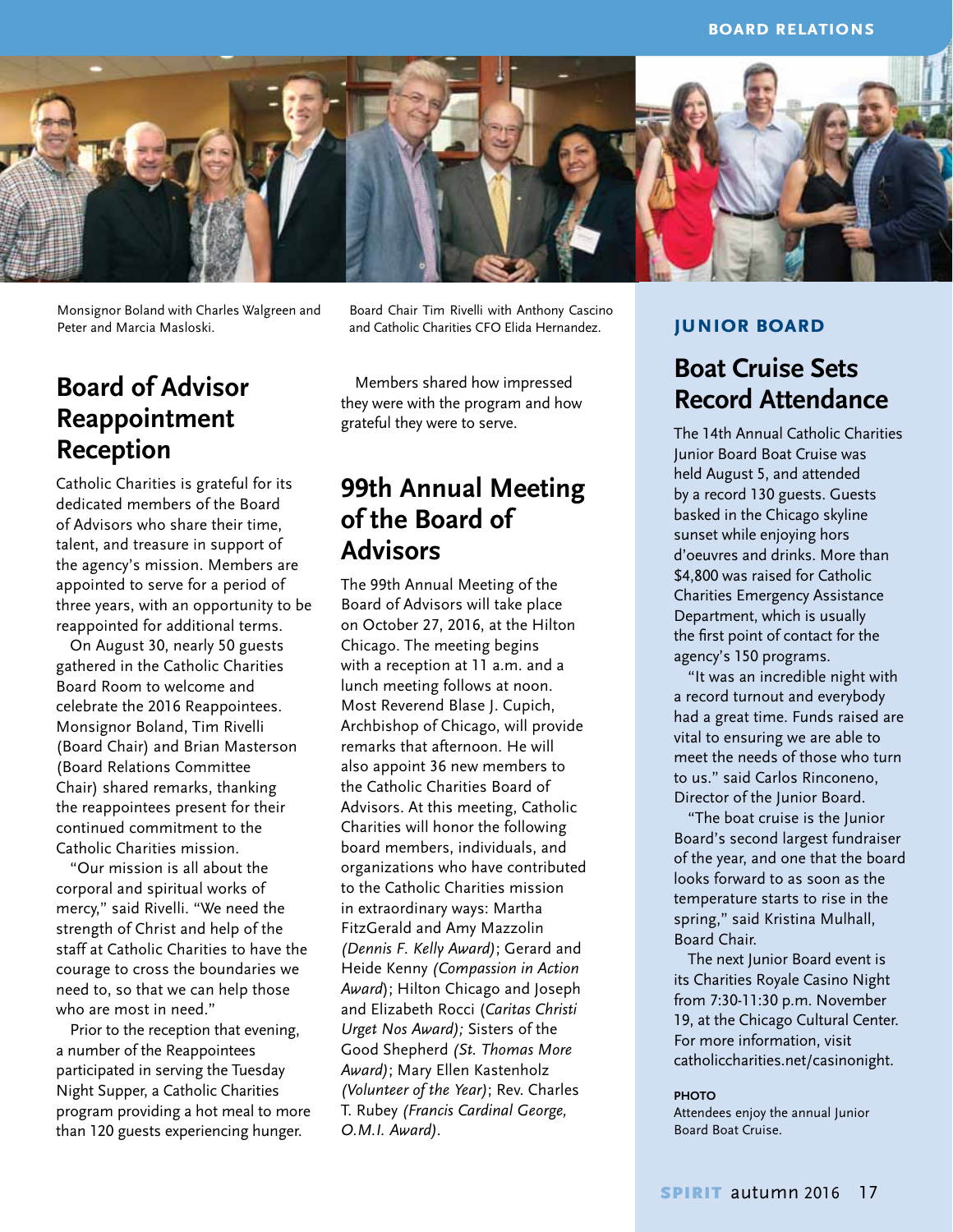Monsignor Boland with Charles Walgreen and Peter and Marcia Masloski.

Board Chair Tim Rivelli with Anthony Cascino and Catholic Charities CFO Elida Hernandez.

## Board of Advisor Reappointment Reception

Catholic Charities is grateful for its dedicated members of the Board of Advisors who share their time, talent, and treasure in support of the agency's mission. Members are appointed to serve for a period of three years, with an opportunity to be reappointed for additional terms.

On August 30, nearly 50 guests gathered in the Catholic Charities Board Room to welcome and celebrate the 2016 Reappointees. Monsignor Boland, Tim Rivelli (Board Chair) and Brian Masterson (Board Relations Committee Chair) shared remarks, thanking the reappointees present for their continued commitment to the Catholic Charities mission.

"Our mission is all about the corporal and spiritual works of mercy," said Rivelli. "We need the strength of Christ and help of the staff at Catholic Charities to have the courage to cross the boundaries we need to, so that we can help those who are most in need."

Prior to the reception that evening, a number of the Reappointees participated in serving the Tuesday Night Supper, a Catholic Charities program providing a hot meal to more than 120 guests experiencing hunger.

Members shared how impressed they were with the program and how grateful they were to serve.

## 99th Annual Meeting of the Board of Advisors

The 99th Annual Meeting of the Board of Advisors will take place on October 27, 2016, at the Hilton Chicago. The meeting begins with a reception at 11 a.m. and a lunch meeting follows at noon. Most Reverend Blase J. Cupich, Archbishop of Chicago, will provide remarks that afternoon. He will also appoint 36 new members to the Catholic Charities Board of Advisors. At this meeting, Catholic Charities will honor the following board members, individuals, and organizations who have contributed to the Catholic Charities mission in extraordinary ways: Martha FitzGerald and Amy Mazzolin *(Dennis F. Kelly Award)*; Gerard and Heide Kenny *(Compassion in Action Award)*; Hilton Chicago and Joseph and Elizabeth Rocci (*Caritas Christi Urget Nos Award);* Sisters of the Good Shepherd *(St. Thomas More Award)*; Mary Ellen Kastenholz *(Volunteer of the Year)*; Rev. Charles T. Rubey *(Francis Cardinal George, O.M.I. Award)*.

### JUNIOR BOARD

## Boat Cruise Sets Record Attendance

The 14th Annual Catholic Charities Junior Board Boat Cruise was held August 5, and attended by a record 130 guests. Guests basked in the Chicago skyline sunset while enjoying hors d'oeuvres and drinks. More than $4,800 was raised for Catholic Charities Emergency Assistance Department, which is usually the first point of contact for the agency's 150 programs.

"It was an incredible night with a record turnout and everybody had a great time. Funds raised are vital to ensuring we are able to meet the needs of those who turn to us." said Carlos Rinconeno, Director of the Junior Board.

"The boat cruise is the Junior Board's second largest fundraiser of the year, and one that the board looks forward to as soon as the temperature starts to rise in the spring," said Kristina Mulhall, Board Chair.

The next Junior Board event is its Charities Royale Casino Night from 7:30-11:30 p.m. November 19, at the Chicago Cultural Center. For more information, visit catholiccharities.net/casinonight.

**PHOTO**
Attendees enjoy the annual Junior Board Boat Cruise.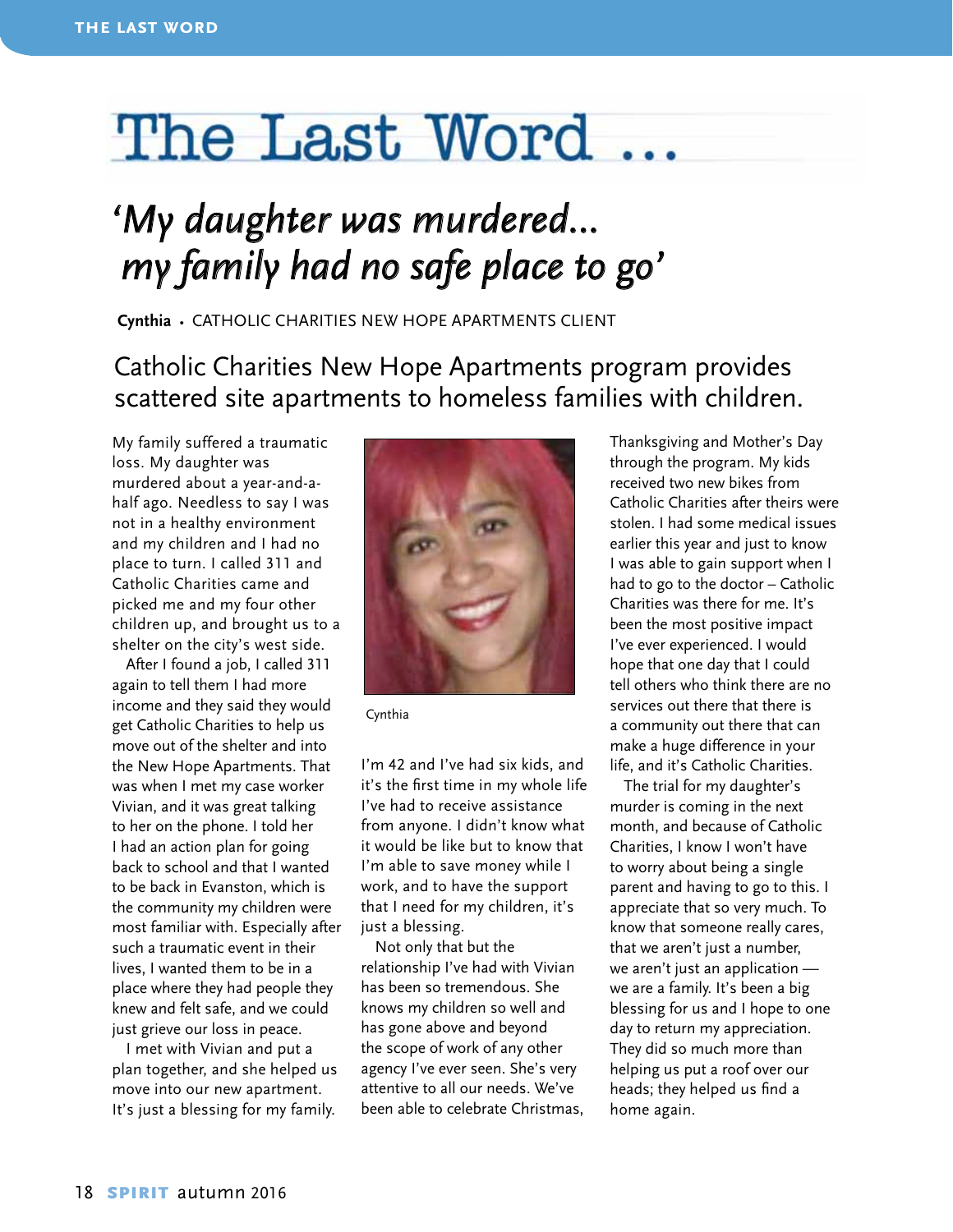# The Last Word ...

## *'My daughter was murdered... my family had no safe place to go'*

**Cynthia** • CATHOLIC CHARITIES NEW HOPE APARTMENTS CLIENT

### Catholic Charities New Hope Apartments program provides scattered site apartments to homeless families with children.

My family suffered a traumatic loss. My daughter was murdered about a year-and-a-half ago. Needless to say I was not in a healthy environment and my children and I had no place to turn. I called 311 and Catholic Charities came and picked me and my four other children up, and brought us to a shelter on the city's west side.

After I found a job, I called 311 again to tell them I had more income and they said they would get Catholic Charities to help us move out of the shelter and into the New Hope Apartments. That was when I met my case worker Vivian, and it was great talking to her on the phone. I told her I had an action plan for going back to school and that I wanted to be back in Evanston, which is the community my children were most familiar with. Especially after such a traumatic event in their lives, I wanted them to be in a place where they had people they knew and felt safe, and we could just grieve our loss in peace.

I met with Vivian and put a plan together, and she helped us move into our new apartment. It's just a blessing for my family.

Cynthia

I'm 42 and I've had six kids, and it's the first time in my whole life I've had to receive assistance from anyone. I didn't know what it would be like but to know that I'm able to save money while I work, and to have the support that I need for my children, it's just a blessing.

Not only that but the relationship I've had with Vivian has been so tremendous. She knows my children so well and has gone above and beyond the scope of work of any other agency I've ever seen. She's very attentive to all our needs. We've been able to celebrate Christmas, Thanksgiving and Mother's Day through the program. My kids received two new bikes from Catholic Charities after theirs were stolen. I had some medical issues earlier this year and just to know I was able to gain support when I had to go to the doctor – Catholic Charities was there for me. It's been the most positive impact I've ever experienced. I would hope that one day that I could tell others who think there are no services out there that there is a community out there that can make a huge difference in your life, and it's Catholic Charities.

The trial for my daughter's murder is coming in the next month, and because of Catholic Charities, I know I won't have to worry about being a single parent and having to go to this. I appreciate that so very much. To know that someone really cares, that we aren't just a number, we aren't just an application — we are a family. It's been a big blessing for us and I hope to one day to return my appreciation. They did so much more than helping us put a roof over our heads; they helped us find a home again.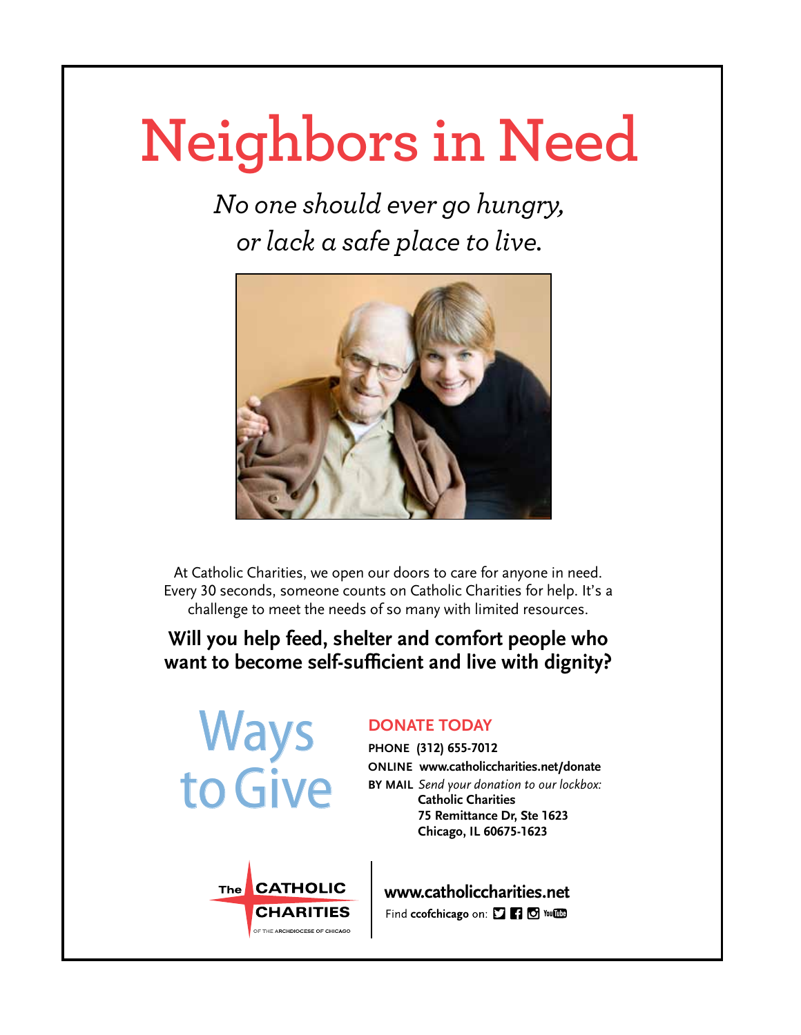# Neighbors in Need

*No one should ever go hungry,*
*or lack a safe place to live.*

At Catholic Charities, we open our doors to care for anyone in need. Every 30 seconds, someone counts on Catholic Charities for help. It's a challenge to meet the needs of so many with limited resources.

**Will you help feed, shelter and comfort people who want to become self-sufficient and live with dignity?**

## Ways to Give

### DONATE TODAY

**PHONE** **(312) 655-7012**

**ONLINE** **www.catholiccharities.net/donate**

**BY MAIL** *Send your donation to our lockbox:*
**Catholic Charities**
**75 Remittance Dr, Ste 1623**
**Chicago, IL 60675-1623**

The CATHOLIC CHARITIES OF THE ARCHDIOCESE OF CHICAGO

**www.catholiccharities.net**

Find **ccofchicago** on: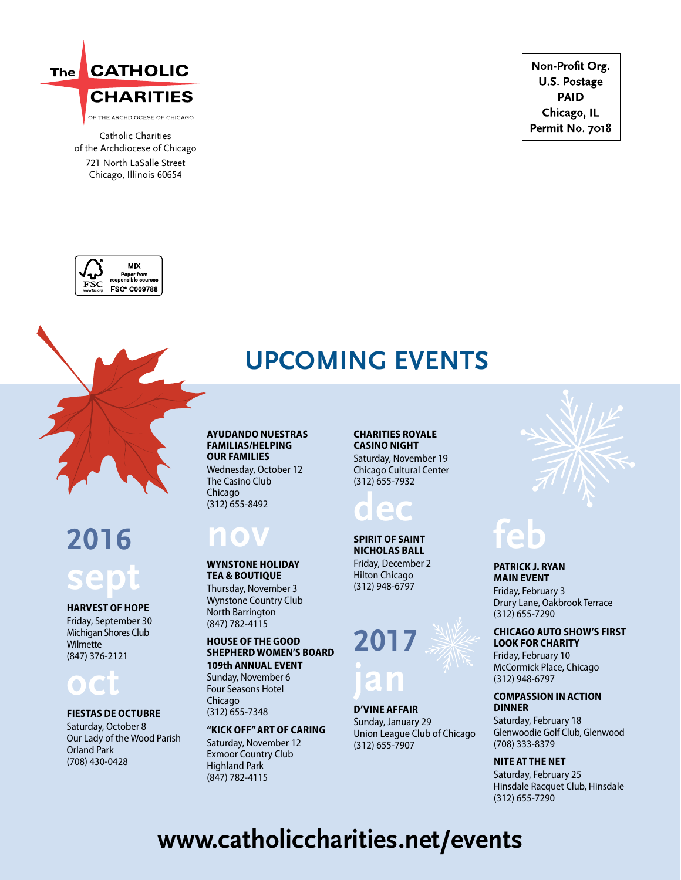The CATHOLIC CHARITIES OF THE ARCHDIOCESE OF CHICAGO

Catholic Charities
of the Archdiocese of Chicago
721 North LaSalle Street
Chicago, Illinois 60654

Non-Profit Org.
U.S. Postage
PAID
Chicago, IL
Permit No. 7018

MIX
Paper from responsible sources
FSC® C009788

# UPCOMING EVENTS

## 2016

### sept

**HARVEST OF HOPE**
Friday, September 30
Michigan Shores Club
Wilmette
(847) 376-2121

### oct

**FIESTAS DE OCTUBRE**
Saturday, October 8
Our Lady of the Wood Parish
Orland Park
(708) 430-0428

**AYUDANDO NUESTRAS FAMILIAS/HELPING OUR FAMILIES**
Wednesday, October 12
The Casino Club
Chicago
(312) 655-8492

### nov

**WYNSTONE HOLIDAY TEA & BOUTIQUE**
Thursday, November 3
Wynstone Country Club
North Barrington
(847) 782-4115

**HOUSE OF THE GOOD SHEPHERD WOMEN'S BOARD 109th ANNUAL EVENT**
Sunday, November 6
Four Seasons Hotel
Chicago
(312) 655-7348

**"KICK OFF" ART OF CARING**
Saturday, November 12
Exmoor Country Club
Highland Park
(847) 782-4115

**CHARITIES ROYALE CASINO NIGHT**
Saturday, November 19
Chicago Cultural Center
(312) 655-7932

### dec

**SPIRIT OF SAINT NICHOLAS BALL**
Friday, December 2
Hilton Chicago
(312) 948-6797

## 2017

### jan

**D'VINE AFFAIR**
Sunday, January 29
Union League Club of Chicago
(312) 655-7907

### feb

**PATRICK J. RYAN MAIN EVENT**
Friday, February 3
Drury Lane, Oakbrook Terrace
(312) 655-7290

**CHICAGO AUTO SHOW'S FIRST LOOK FOR CHARITY**
Friday, February 10
McCormick Place, Chicago
(312) 948-6797

**COMPASSION IN ACTION DINNER**
Saturday, February 18
Glenwoodie Golf Club, Glenwood
(708) 333-8379

**NITE AT THE NET**
Saturday, February 25
Hinsdale Racquet Club, Hinsdale
(312) 655-7290

**www.catholiccharities.net/events**